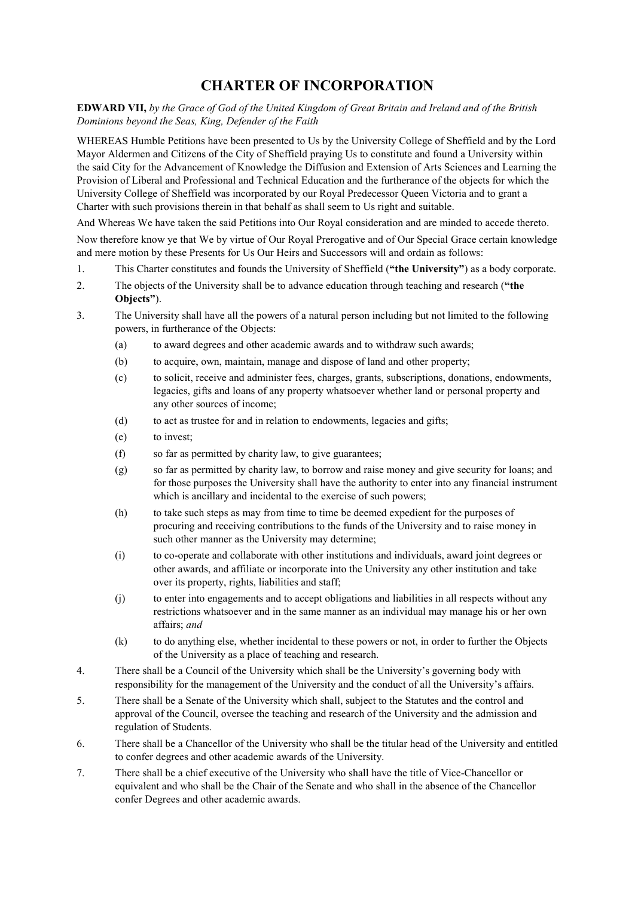# CHARTER OF INCORPORATION

**EDWARD VII,** *by the Grace of God of the United Kingdom of Great Britain and Ireland and of the British Dominions beyond the Seas, King, Defender of the Faith*

WHEREAS Humble Petitions have been presented to Us by the University College of Sheffield and by the Lord Mayor Aldermen and Citizens of the City of Sheffield praying Us to constitute and found a University within the said City for the Advancement of Knowledge the Diffusion and Extension of Arts Sciences and Learning the Provision of Liberal and Professional and Technical Education and the furtherance of the objects for which the University College of Sheffield was incorporated by our Royal Predecessor Queen Victoria and to grant a Charter with such provisions therein in that behalf as shall seem to Us right and suitable.

And Whereas We have taken the said Petitions into Our Royal consideration and are minded to accede thereto.

Now therefore know ye that We by virtue of Our Royal Prerogative and of Our Special Grace certain knowledge and mere motion by these Presents for Us Our Heirs and Successors will and ordain as follows:

1. This Charter constitutes and founds the University of Sheffield (**"the University"**) as a body corporate.

2. The objects of the University shall be to advance education through teaching and research (**"the Objects"**).

3. The University shall have all the powers of a natural person including but not limited to the following powers, in furtherance of the Objects:

   (a) to award degrees and other academic awards and to withdraw such awards;

   (b) to acquire, own, maintain, manage and dispose of land and other property;

   (c) to solicit, receive and administer fees, charges, grants, subscriptions, donations, endowments, legacies, gifts and loans of any property whatsoever whether land or personal property and any other sources of income;

   (d) to act as trustee for and in relation to endowments, legacies and gifts;

   (e) to invest;

   (f) so far as permitted by charity law, to give guarantees;

   (g) so far as permitted by charity law, to borrow and raise money and give security for loans; and for those purposes the University shall have the authority to enter into any financial instrument which is ancillary and incidental to the exercise of such powers;

   (h) to take such steps as may from time to time be deemed expedient for the purposes of procuring and receiving contributions to the funds of the University and to raise money in such other manner as the University may determine;

   (i) to co-operate and collaborate with other institutions and individuals, award joint degrees or other awards, and affiliate or incorporate into the University any other institution and take over its property, rights, liabilities and staff;

   (j) to enter into engagements and to accept obligations and liabilities in all respects without any restrictions whatsoever and in the same manner as an individual may manage his or her own affairs; *and*

   (k) to do anything else, whether incidental to these powers or not, in order to further the Objects of the University as a place of teaching and research.

4. There shall be a Council of the University which shall be the University's governing body with responsibility for the management of the University and the conduct of all the University's affairs.

5. There shall be a Senate of the University which shall, subject to the Statutes and the control and approval of the Council, oversee the teaching and research of the University and the admission and regulation of Students.

6. There shall be a Chancellor of the University who shall be the titular head of the University and entitled to confer degrees and other academic awards of the University.

7. There shall be a chief executive of the University who shall have the title of Vice-Chancellor or equivalent and who shall be the Chair of the Senate and who shall in the absence of the Chancellor confer Degrees and other academic awards.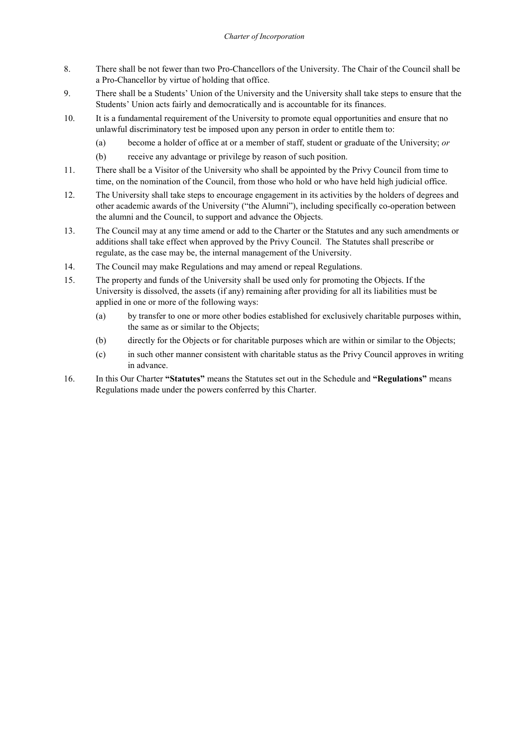8. There shall be not fewer than two Pro-Chancellors of the University. The Chair of the Council shall be a Pro-Chancellor by virtue of holding that office.

9. There shall be a Students' Union of the University and the University shall take steps to ensure that the Students' Union acts fairly and democratically and is accountable for its finances.

10. It is a fundamental requirement of the University to promote equal opportunities and ensure that no unlawful discriminatory test be imposed upon any person in order to entitle them to:

    (a) become a holder of office at or a member of staff, student or graduate of the University; *or*

    (b) receive any advantage or privilege by reason of such position.

11. There shall be a Visitor of the University who shall be appointed by the Privy Council from time to time, on the nomination of the Council, from those who hold or who have held high judicial office.

12. The University shall take steps to encourage engagement in its activities by the holders of degrees and other academic awards of the University ("the Alumni"), including specifically co-operation between the alumni and the Council, to support and advance the Objects.

13. The Council may at any time amend or add to the Charter or the Statutes and any such amendments or additions shall take effect when approved by the Privy Council. The Statutes shall prescribe or regulate, as the case may be, the internal management of the University.

14. The Council may make Regulations and may amend or repeal Regulations.

15. The property and funds of the University shall be used only for promoting the Objects. If the University is dissolved, the assets (if any) remaining after providing for all its liabilities must be applied in one or more of the following ways:

    (a) by transfer to one or more other bodies established for exclusively charitable purposes within, the same as or similar to the Objects;

    (b) directly for the Objects or for charitable purposes which are within or similar to the Objects;

    (c) in such other manner consistent with charitable status as the Privy Council approves in writing in advance.

16. In this Our Charter **"Statutes"** means the Statutes set out in the Schedule and **"Regulations"** means Regulations made under the powers conferred by this Charter.